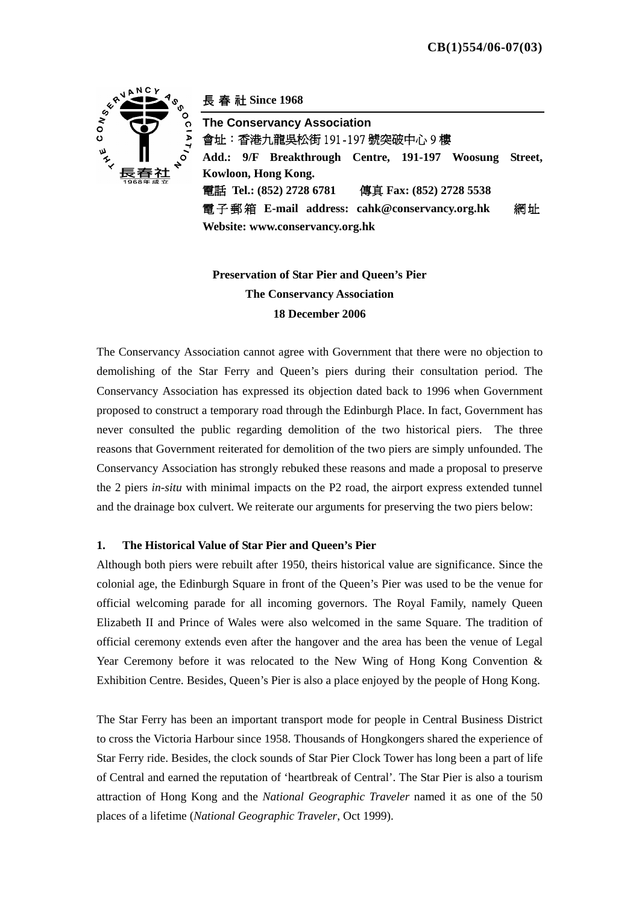CB(1)554/06-07(03)

長 春 社 **Since 1968**

**The Conservancy Association**
會址：香港九龍吳松街 191-197 號突破中心 9 樓
**Add.: 9/F Breakthrough Centre, 191-197 Woosung Street, Kowloon, Hong Kong.**
電話 **Tel.: (852) 2728 6781** 傳真 **Fax: (852) 2728 5538**
電子郵箱 **E-mail address: cahk@conservancy.org.hk** 網址 **Website: www.conservancy.org.hk**

**Preservation of Star Pier and Queen's Pier**
**The Conservancy Association**
**18 December 2006**

The Conservancy Association cannot agree with Government that there were no objection to demolishing of the Star Ferry and Queen's piers during their consultation period. The Conservancy Association has expressed its objection dated back to 1996 when Government proposed to construct a temporary road through the Edinburgh Place. In fact, Government has never consulted the public regarding demolition of the two historical piers. The three reasons that Government reiterated for demolition of the two piers are simply unfounded. The Conservancy Association has strongly rebuked these reasons and made a proposal to preserve the 2 piers *in-situ* with minimal impacts on the P2 road, the airport express extended tunnel and the drainage box culvert. We reiterate our arguments for preserving the two piers below:

**1. The Historical Value of Star Pier and Queen's Pier**

Although both piers were rebuilt after 1950, theirs historical value are significance. Since the colonial age, the Edinburgh Square in front of the Queen's Pier was used to be the venue for official welcoming parade for all incoming governors. The Royal Family, namely Queen Elizabeth II and Prince of Wales were also welcomed in the same Square. The tradition of official ceremony extends even after the hangover and the area has been the venue of Legal Year Ceremony before it was relocated to the New Wing of Hong Kong Convention & Exhibition Centre. Besides, Queen's Pier is also a place enjoyed by the people of Hong Kong.

The Star Ferry has been an important transport mode for people in Central Business District to cross the Victoria Harbour since 1958. Thousands of Hongkongers shared the experience of Star Ferry ride. Besides, the clock sounds of Star Pier Clock Tower has long been a part of life of Central and earned the reputation of 'heartbreak of Central'. The Star Pier is also a tourism attraction of Hong Kong and the *National Geographic Traveler* named it as one of the 50 places of a lifetime (*National Geographic Traveler*, Oct 1999).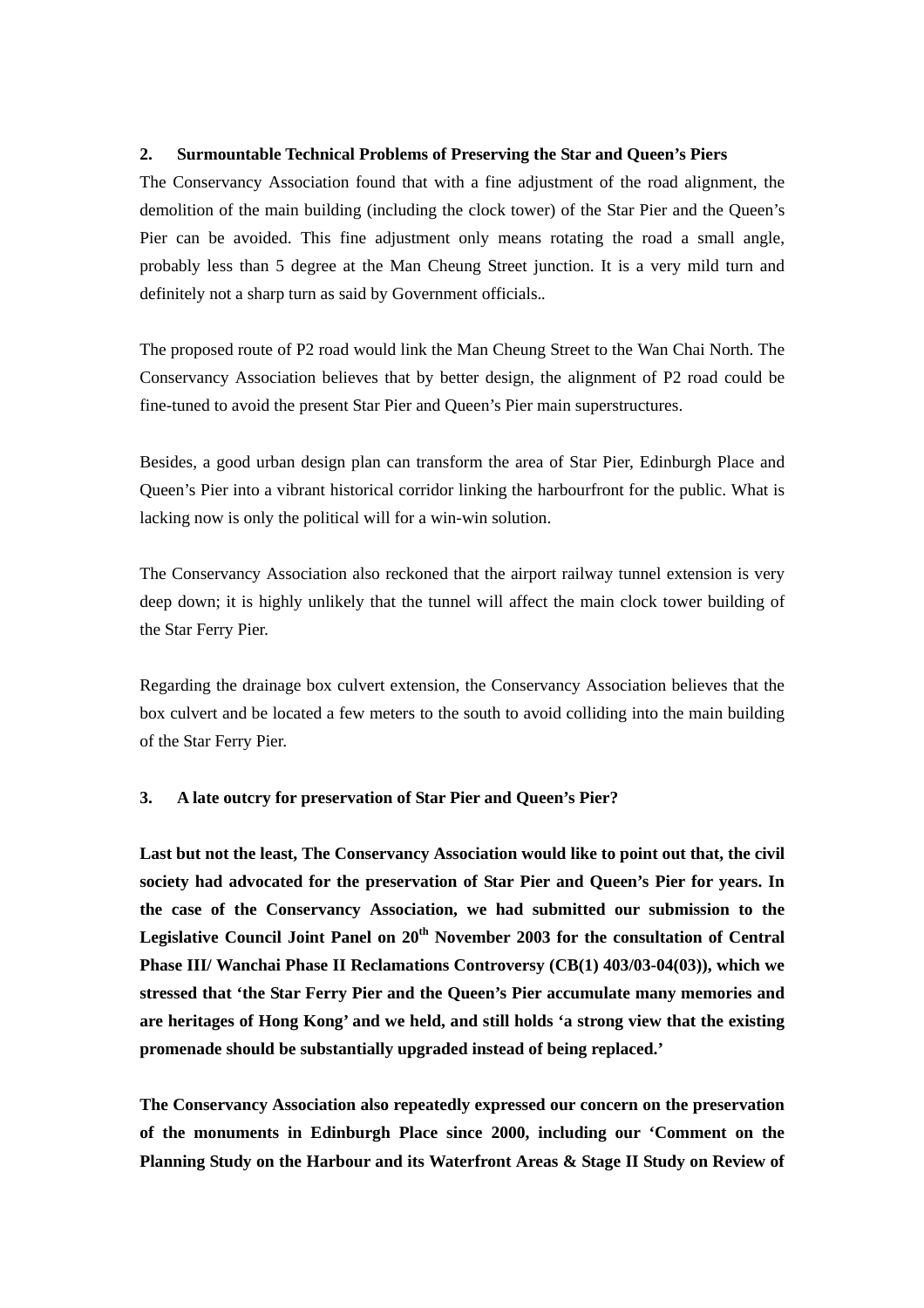**2. Surmountable Technical Problems of Preserving the Star and Queen's Piers**

The Conservancy Association found that with a fine adjustment of the road alignment, the demolition of the main building (including the clock tower) of the Star Pier and the Queen's Pier can be avoided. This fine adjustment only means rotating the road a small angle, probably less than 5 degree at the Man Cheung Street junction. It is a very mild turn and definitely not a sharp turn as said by Government officials..

The proposed route of P2 road would link the Man Cheung Street to the Wan Chai North. The Conservancy Association believes that by better design, the alignment of P2 road could be fine-tuned to avoid the present Star Pier and Queen's Pier main superstructures.

Besides, a good urban design plan can transform the area of Star Pier, Edinburgh Place and Queen's Pier into a vibrant historical corridor linking the harbourfront for the public. What is lacking now is only the political will for a win-win solution.

The Conservancy Association also reckoned that the airport railway tunnel extension is very deep down; it is highly unlikely that the tunnel will affect the main clock tower building of the Star Ferry Pier.

Regarding the drainage box culvert extension, the Conservancy Association believes that the box culvert and be located a few meters to the south to avoid colliding into the main building of the Star Ferry Pier.

**3. A late outcry for preservation of Star Pier and Queen's Pier?**

**Last but not the least, The Conservancy Association would like to point out that, the civil society had advocated for the preservation of Star Pier and Queen's Pier for years. In the case of the Conservancy Association, we had submitted our submission to the Legislative Council Joint Panel on 20th November 2003 for the consultation of Central Phase III/ Wanchai Phase II Reclamations Controversy (CB(1) 403/03-04(03)), which we stressed that 'the Star Ferry Pier and the Queen's Pier accumulate many memories and are heritages of Hong Kong' and we held, and still holds 'a strong view that the existing promenade should be substantially upgraded instead of being replaced.'**

**The Conservancy Association also repeatedly expressed our concern on the preservation of the monuments in Edinburgh Place since 2000, including our 'Comment on the Planning Study on the Harbour and its Waterfront Areas & Stage II Study on Review of**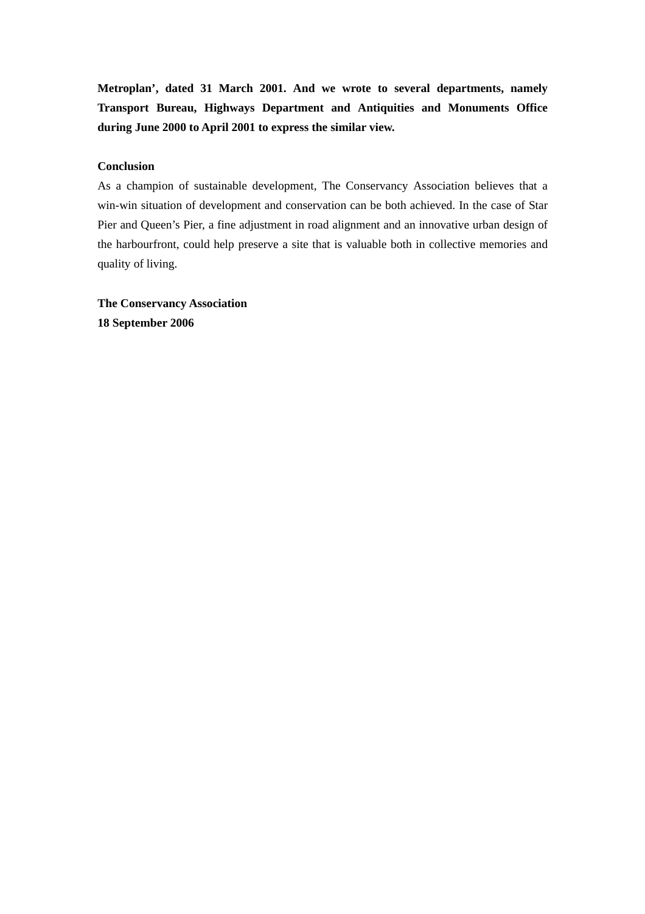**Metroplan', dated 31 March 2001. And we wrote to several departments, namely Transport Bureau, Highways Department and Antiquities and Monuments Office during June 2000 to April 2001 to express the similar view.**

**Conclusion**

As a champion of sustainable development, The Conservancy Association believes that a win-win situation of development and conservation can be both achieved. In the case of Star Pier and Queen's Pier, a fine adjustment in road alignment and an innovative urban design of the harbourfront, could help preserve a site that is valuable both in collective memories and quality of living.

**The Conservancy Association**
**18 September 2006**